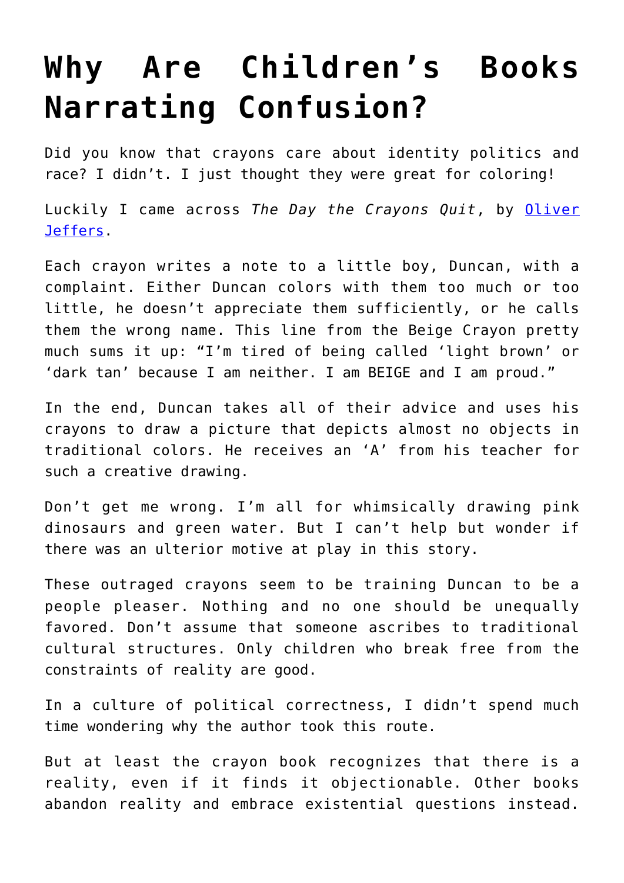# Why Are Children's Books Narrating Confusion?

Did you know that crayons care about identity politics and race? I didn't. I just thought they were great for coloring!

Luckily I came across *The Day the Crayons Quit*, by Oliver Jeffers.

Each crayon writes a note to a little boy, Duncan, with a complaint. Either Duncan colors with them too much or too little, he doesn't appreciate them sufficiently, or he calls them the wrong name. This line from the Beige Crayon pretty much sums it up: "I'm tired of being called 'light brown' or 'dark tan' because I am neither. I am BEIGE and I am proud."

In the end, Duncan takes all of their advice and uses his crayons to draw a picture that depicts almost no objects in traditional colors. He receives an 'A' from his teacher for such a creative drawing.

Don't get me wrong. I'm all for whimsically drawing pink dinosaurs and green water. But I can't help but wonder if there was an ulterior motive at play in this story.

These outraged crayons seem to be training Duncan to be a people pleaser. Nothing and no one should be unequally favored. Don't assume that someone ascribes to traditional cultural structures. Only children who break free from the constraints of reality are good.

In a culture of political correctness, I didn't spend much time wondering why the author took this route.

But at least the crayon book recognizes that there is a reality, even if it finds it objectionable. Other books abandon reality and embrace existential questions instead.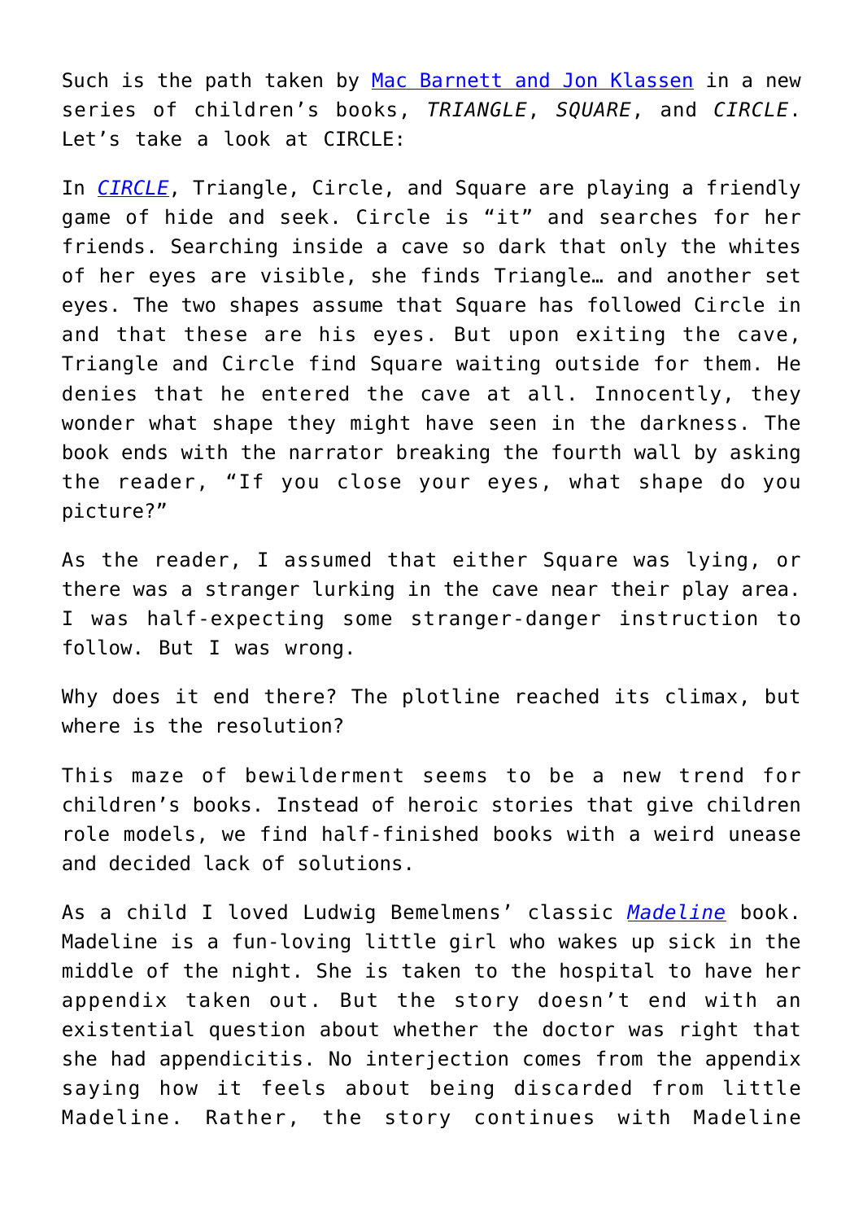Such is the path taken by [Mac Barnett and Jon Klassen] in a new series of children's books, *TRIANGLE*, *SQUARE*, and *CIRCLE*. Let's take a look at CIRCLE:

In [*CIRCLE*], Triangle, Circle, and Square are playing a friendly game of hide and seek. Circle is "it" and searches for her friends. Searching inside a cave so dark that only the whites of her eyes are visible, she finds Triangle… and another set eyes. The two shapes assume that Square has followed Circle in and that these are his eyes. But upon exiting the cave, Triangle and Circle find Square waiting outside for them. He denies that he entered the cave at all. Innocently, they wonder what shape they might have seen in the darkness. The book ends with the narrator breaking the fourth wall by asking the reader, "If you close your eyes, what shape do you picture?"

As the reader, I assumed that either Square was lying, or there was a stranger lurking in the cave near their play area. I was half-expecting some stranger-danger instruction to follow. But I was wrong.

Why does it end there? The plotline reached its climax, but where is the resolution?

This maze of bewilderment seems to be a new trend for children's books. Instead of heroic stories that give children role models, we find half-finished books with a weird unease and decided lack of solutions.

As a child I loved Ludwig Bemelmens' classic [*Madeline*] book. Madeline is a fun-loving little girl who wakes up sick in the middle of the night. She is taken to the hospital to have her appendix taken out. But the story doesn't end with an existential question about whether the doctor was right that she had appendicitis. No interjection comes from the appendix saying how it feels about being discarded from little Madeline. Rather, the story continues with Madeline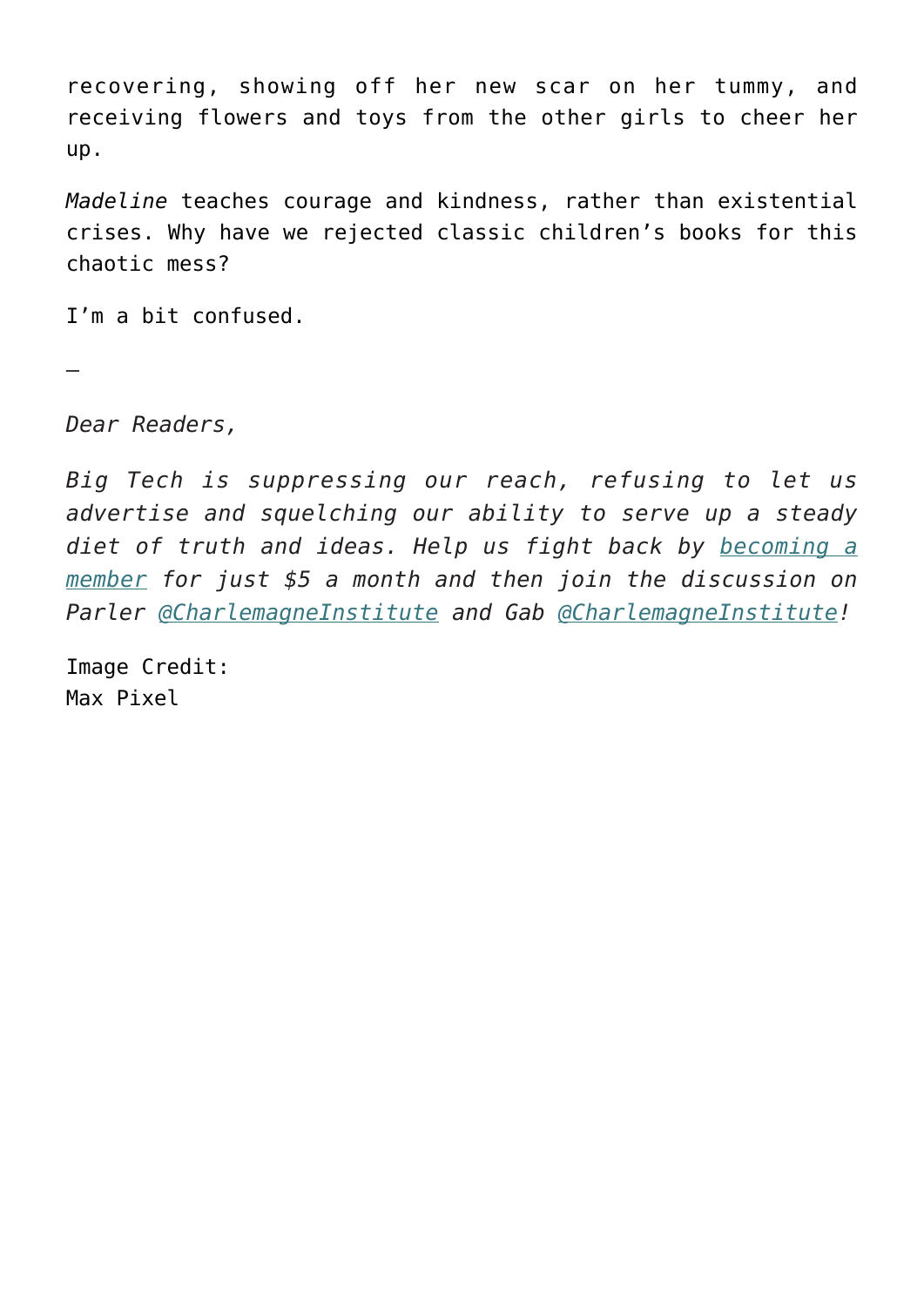recovering, showing off her new scar on her tummy, and receiving flowers and toys from the other girls to cheer her up.

*Madeline* teaches courage and kindness, rather than existential crises. Why have we rejected classic children's books for this chaotic mess?

I'm a bit confused.

—

*Dear Readers,*

*Big Tech is suppressing our reach, refusing to let us advertise and squelching our ability to serve up a steady diet of truth and ideas. Help us fight back by becoming a member for just $5 a month and then join the discussion on Parler @CharlemagneInstitute and Gab @CharlemagneInstitute!*

Image Credit:
Max Pixel